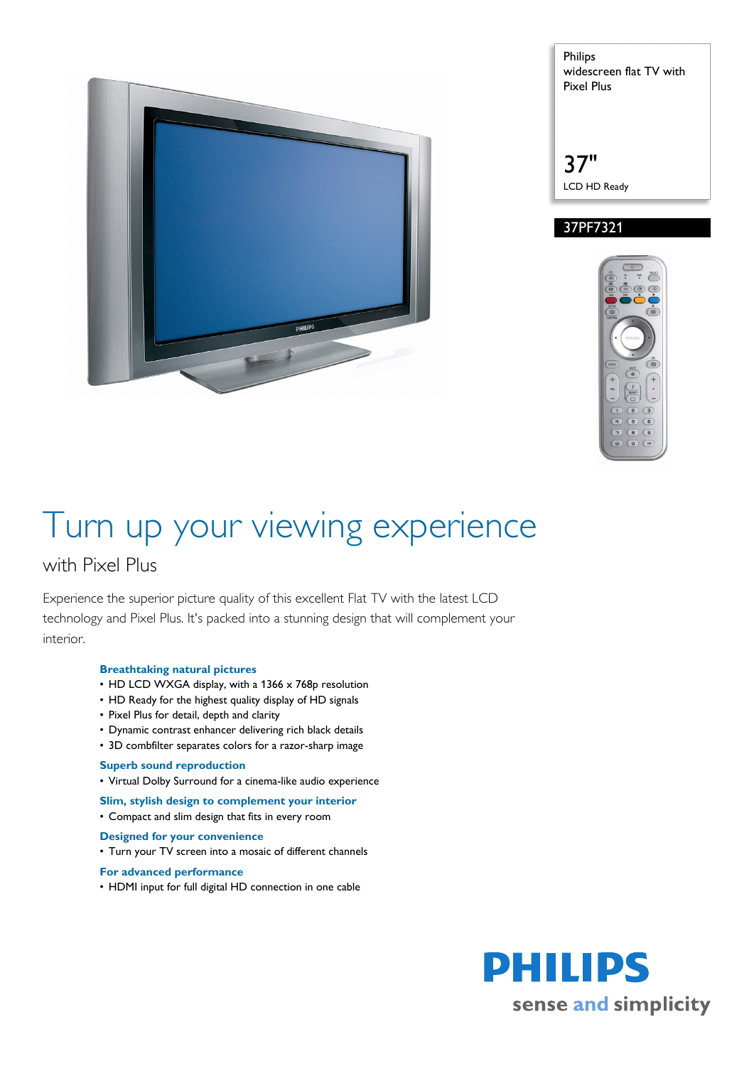Philips
widescreen flat TV with
Pixel Plus

37"
LCD HD Ready

37PF7321

# Turn up your viewing experience

## with Pixel Plus

Experience the superior picture quality of this excellent Flat TV with the latest LCD technology and Pixel Plus. It's packed into a stunning design that will complement your interior.

### Breathtaking natural pictures

- HD LCD WXGA display, with a 1366 x 768p resolution
- HD Ready for the highest quality display of HD signals
- Pixel Plus for detail, depth and clarity
- Dynamic contrast enhancer delivering rich black details
- 3D combfilter separates colors for a razor-sharp image

### Superb sound reproduction

- Virtual Dolby Surround for a cinema-like audio experience

### Slim, stylish design to complement your interior

- Compact and slim design that fits in every room

### Designed for your convenience

- Turn your TV screen into a mosaic of different channels

### For advanced performance

- HDMI input for full digital HD connection in one cable

PHILIPS
sense and simplicity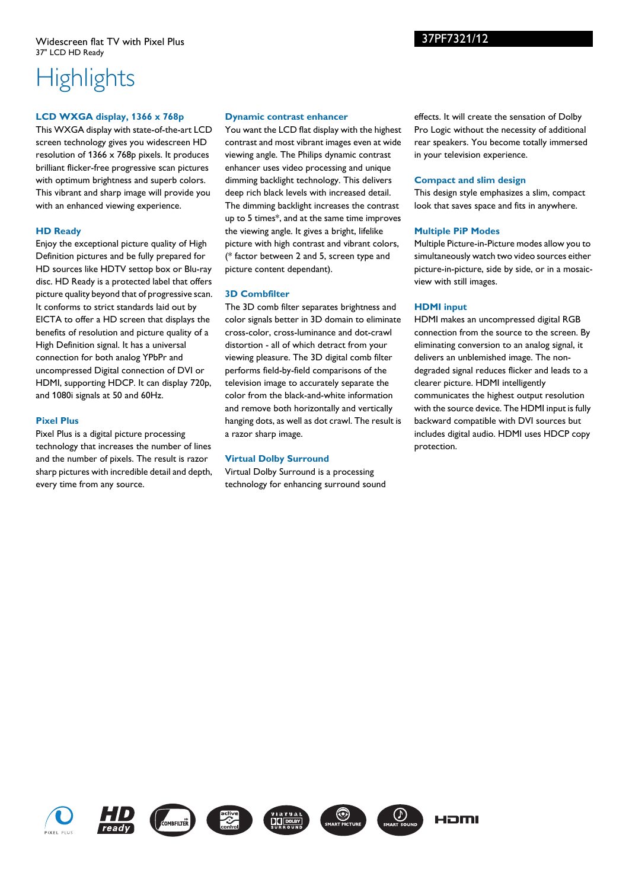Widescreen flat TV with Pixel Plus
37" LCD HD Ready

37PF7321/12

# Highlights

### LCD WXGA display, 1366 x 768p

This WXGA display with state-of-the-art LCD screen technology gives you widescreen HD resolution of 1366 x 768p pixels. It produces brilliant flicker-free progressive scan pictures with optimum brightness and superb colors. This vibrant and sharp image will provide you with an enhanced viewing experience.

### HD Ready

Enjoy the exceptional picture quality of High Definition pictures and be fully prepared for HD sources like HDTV settop box or Blu-ray disc. HD Ready is a protected label that offers picture quality beyond that of progressive scan. It conforms to strict standards laid out by EICTA to offer a HD screen that displays the benefits of resolution and picture quality of a High Definition signal. It has a universal connection for both analog YPbPr and uncompressed Digital connection of DVI or HDMI, supporting HDCP. It can display 720p, and 1080i signals at 50 and 60Hz.

### Pixel Plus

Pixel Plus is a digital picture processing technology that increases the number of lines and the number of pixels. The result is razor sharp pictures with incredible detail and depth, every time from any source.

### Dynamic contrast enhancer

You want the LCD flat display with the highest contrast and most vibrant images even at wide viewing angle. The Philips dynamic contrast enhancer uses video processing and unique dimming backlight technology. This delivers deep rich black levels with increased detail. The dimming backlight increases the contrast up to 5 times*, and at the same time improves the viewing angle. It gives a bright, lifelike picture with high contrast and vibrant colors, (* factor between 2 and 5, screen type and picture content dependant).

### 3D Combfilter

The 3D comb filter separates brightness and color signals better in 3D domain to eliminate cross-color, cross-luminance and dot-crawl distortion - all of which detract from your viewing pleasure. The 3D digital comb filter performs field-by-field comparisons of the television image to accurately separate the color from the black-and-white information and remove both horizontally and vertically hanging dots, as well as dot crawl. The result is a razor sharp image.

### Virtual Dolby Surround

Virtual Dolby Surround is a processing technology for enhancing surround sound effects. It will create the sensation of Dolby Pro Logic without the necessity of additional rear speakers. You become totally immersed in your television experience.

### Compact and slim design

This design style emphasizes a slim, compact look that saves space and fits in anywhere.

### Multiple PiP Modes

Multiple Picture-in-Picture modes allow you to simultaneously watch two video sources either picture-in-picture, side by side, or in a mosaic-view with still images.

### HDMI input

HDMI makes an uncompressed digital RGB connection from the source to the screen. By eliminating conversion to an analog signal, it delivers an unblemished image. The non-degraded signal reduces flicker and leads to a clearer picture. HDMI intelligently communicates the highest output resolution with the source device. The HDMI input is fully backward compatible with DVI sources but includes digital audio. HDMI uses HDCP copy protection.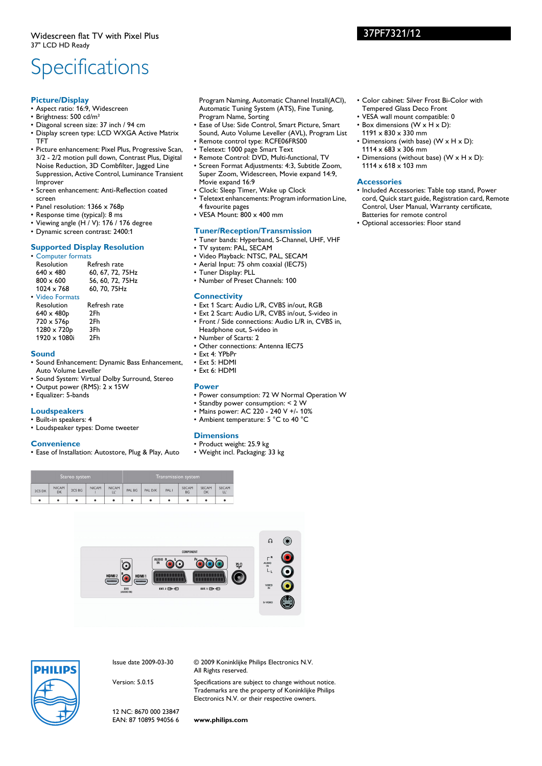Widescreen flat TV with Pixel Plus
37" LCD HD Ready

# 37PF7321/12

# Specifications

## Picture/Display

- Aspect ratio: 16:9, Widescreen
- Brightness: 500 cd/m²
- Diagonal screen size: 37 inch / 94 cm
- Display screen type: LCD WXGA Active Matrix TFT
- Picture enhancement: Pixel Plus, Progressive Scan, 3/2 - 2/2 motion pull down, Contrast Plus, Digital Noise Reduction, 3D Combfilter, Jagged Line Suppression, Active Control, Luminance Transient Improver
- Screen enhancement: Anti-Reflection coated screen
- Panel resolution: 1366 x 768p
- Response time (typical): 8 ms
- Viewing angle (H / V): 176 / 176 degree
- Dynamic screen contrast: 2400:1

## Supported Display Resolution

- Computer formats

| Resolution | Refresh rate |
|---|---|
| 640 x 480 | 60, 67, 72, 75Hz |
| 800 x 600 | 56, 60, 72, 75Hz |
| 1024 x 768 | 60, 70, 75Hz |

- Video Formats

| Resolution | Refresh rate |
|---|---|
| 640 x 480p | 2Fh |
| 720 x 576p | 2Fh |
| 1280 x 720p | 3Fh |
| 1920 x 1080i | 2Fh |

## Sound

- Sound Enhancement: Dynamic Bass Enhancement, Auto Volume Leveller
- Sound System: Virtual Dolby Surround, Stereo
- Output power (RMS): 2 x 15W
- Equalizer: 5-bands

## Loudspeakers

- Built-in speakers: 4
- Loudspeaker types: Dome tweeter

## Convenience

- Ease of Installation: Autostore, Plug & Play, Auto Program Naming, Automatic Channel Install(ACI), Automatic Tuning System (ATS), Fine Tuning, Program Name, Sorting
- Ease of Use: Side Control, Smart Picture, Smart Sound, Auto Volume Leveller (AVL), Program List
- Remote control type: RCFE06FRS00
- Teletext: 1000 page Smart Text
- Remote Control: DVD, Multi-functional, TV
- Screen Format Adjustments: 4:3, Subtitle Zoom, Super Zoom, Widescreen, Movie expand 14:9, Movie expand 16:9
- Clock: Sleep Timer, Wake up Clock
- Teletext enhancements: Program information Line, 4 favourite pages
- VESA Mount: 800 x 400 mm

## Tuner/Reception/Transmission

- Tuner bands: Hyperband, S-Channel, UHF, VHF
- TV system: PAL, SECAM
- Video Playback: NTSC, PAL, SECAM
- Aerial Input: 75 ohm coaxial (IEC75)
- Tuner Display: PLL
- Number of Preset Channels: 100

## Connectivity

- Ext 1 Scart: Audio L/R, CVBS in/out, RGB
- Ext 2 Scart: Audio L/R, CVBS in/out, S-video in
- Front / Side connections: Audio L/R in, CVBS in, Headphone out, S-video in
- Number of Scarts: 2
- Other connections: Antenna IEC75
- Ext 4: YPbPr
- Ext 5: HDMI
- Ext 6: HDMI

## Power

- Power consumption: 72 W Normal Operation W
- Standby power consumption: < 2 W
- Mains power: AC 220 - 240 V +/- 10%
- Ambient temperature: 5 °C to 40 °C

## Dimensions

- Product weight: 25.9 kg
- Weight incl. Packaging: 33 kg
- Color cabinet: Silver Frost Bi-Color with Tempered Glass Deco Front
- VESA wall mount compatible: 0
- Box dimensions (W x H x D): 1191 x 830 x 330 mm
- Dimensions (with base) (W x H x D): 1114 x 683 x 306 mm
- Dimensions (without base) (W x H x D): 1114 x 618 x 103 mm

## Accessories

- Included Accessories: Table top stand, Power cord, Quick start guide, Registration card, Remote Control, User Manual, Warranty certificate, Batteries for remote control
- Optional accessories: Floor stand

| Stereo system | | | | | Transmission system | | | | | |
|---|---|---|---|---|---|---|---|---|---|---|
| 2CS DK | NICAM DK | 2CS BG | NICAM I | NICAM LL' | PAL BG | PAL D/K | PAL I | SECAM BG | SECAM DK | SECAM LL' |
| • | • | • | • | • | • | • | • | • | • | • |

Issue date 2009-03-30

Version: 5.0.15

12 NC: 8670 000 23847
EAN: 87 10895 94056 6

© 2009 Koninklijke Philips Electronics N.V.
All Rights reserved.

Specifications are subject to change without notice. Trademarks are the property of Koninklijke Philips Electronics N.V. or their respective owners.

**www.philips.com**